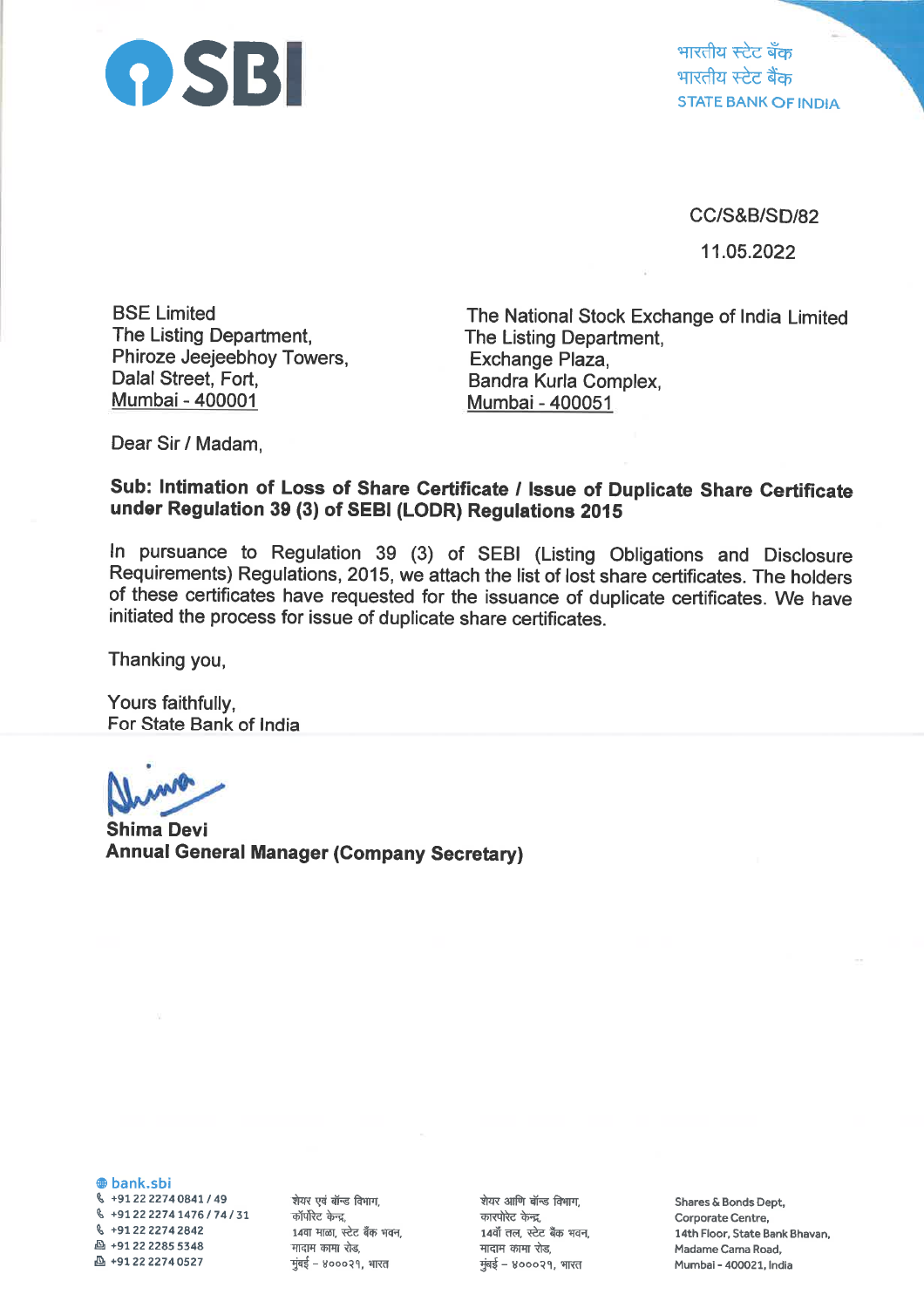भारतीय स्टेट बैंक
भारतीय स्टेट बैंक
STATE BANK OF INDIA

CC/S&B/SD/82

11.05.2022

BSE Limited
The Listing Department,
Phiroze Jeejeebhoy Towers,
Dalal Street, Fort,
Mumbai - 400001

The National Stock Exchange of India Limited
The Listing Department,
Exchange Plaza,
Bandra Kurla Complex,
Mumbai - 400051

Dear Sir / Madam,

**Sub: Intimation of Loss of Share Certificate / Issue of Duplicate Share Certificate under Regulation 39 (3) of SEBI (LODR) Regulations 2015**

In pursuance to Regulation 39 (3) of SEBI (Listing Obligations and Disclosure Requirements) Regulations, 2015, we attach the list of lost share certificates. The holders of these certificates have requested for the issuance of duplicate certificates. We have initiated the process for issue of duplicate share certificates.

Thanking you,

Yours faithfully,
For State Bank of India

**Shima Devi**
**Annual General Manager (Company Secretary)**

bank.sbi
+91 22 2274 0841 / 49
+91 22 2274 1476 / 74 / 31
+91 22 2274 2842
+91 22 2285 5348
+91 22 2274 0527

शेयर एवं बॉन्ड विभाग,
कॉर्पोरेट केन्द्र,
14वा माळा, स्टेट बैंक भवन,
मादाम कामा रोड,
मुंबई – ४०००२१, भारत

शेयर आणि बॉन्ड विभाग,
कारपोरेट केन्द्र,
14वाँ तल, स्टेट बैंक भवन,
मादाम कामा रोड,
मुंबई – ४०००२१, भारत

Shares & Bonds Dept,
Corporate Centre,
14th Floor, State Bank Bhavan,
Madame Cama Road,
Mumbai - 400021, India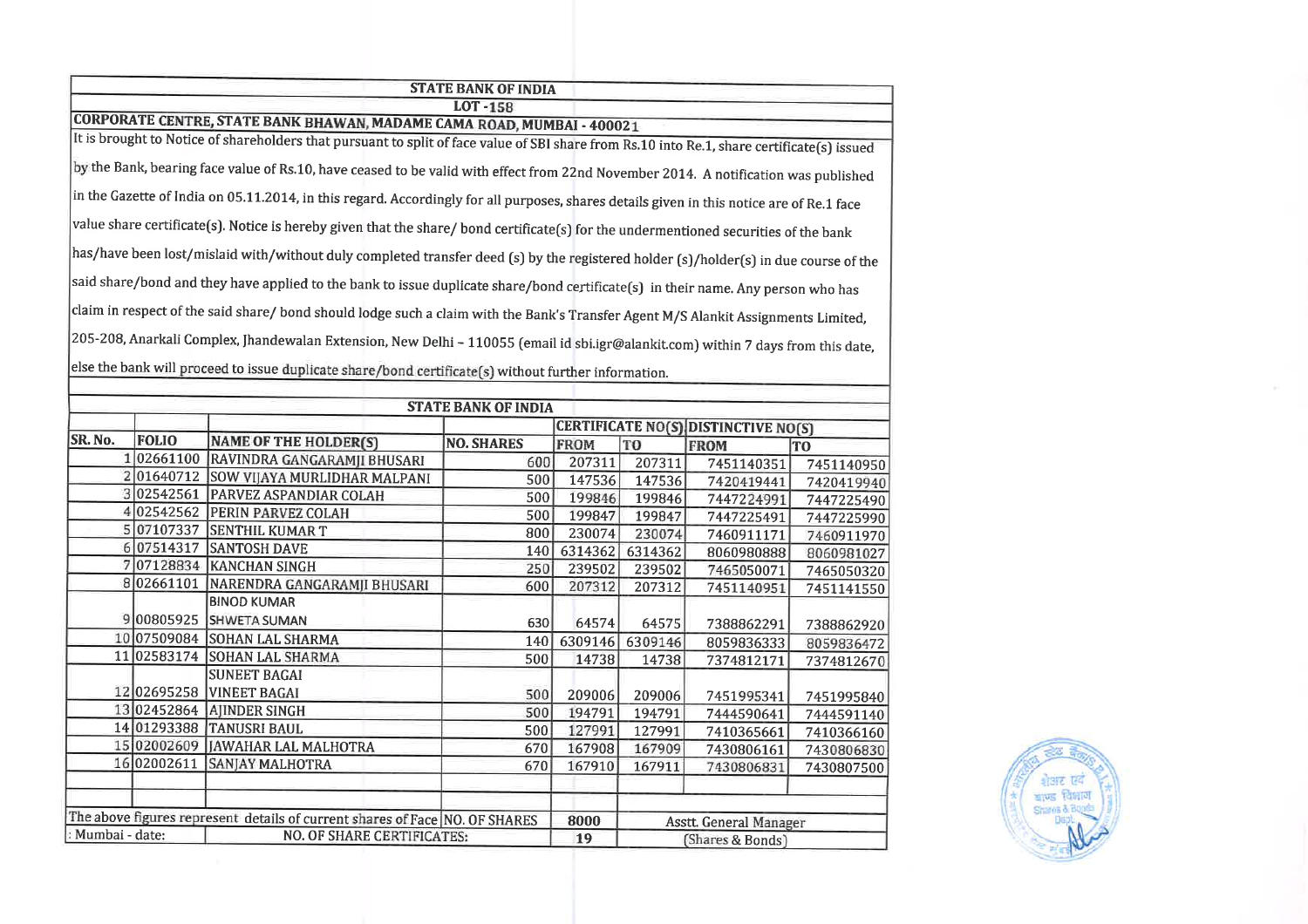# STATE BANK OF INDIA

## LOT -158

### CORPORATE CENTRE, STATE BANK BHAWAN, MADAME CAMA ROAD, MUMBAI - 400021

It is brought to Notice of shareholders that pursuant to split of face value of SBI share from Rs.10 into Re.1, share certificate(s) issued by the Bank, bearing face value of Rs.10, have ceased to be valid with effect from 22nd November 2014. A notification was published in the Gazette of India on 05.11.2014, in this regard. Accordingly for all purposes, shares details given in this notice are of Re.1 face value share certificate(s). Notice is hereby given that the share/ bond certificate(s) for the undermentioned securities of the bank has/have been lost/mislaid with/without duly completed transfer deed (s) by the registered holder (s)/holder(s) in due course of the said share/bond and they have applied to the bank to issue duplicate share/bond certificate(s) in their name. Any person who has claim in respect of the said share/ bond should lodge such a claim with the Bank's Transfer Agent M/S Alankit Assignments Limited, 205-208, Anarkali Complex, Jhandewalan Extension, New Delhi - 110055 (email id sbi.igr@alankit.com) within 7 days from this date, else the bank will proceed to issue duplicate share/bond certificate(s) without further information.

**STATE BANK OF INDIA**

| SR. No. | FOLIO | NAME OF THE HOLDER(S) | NO. SHARES | CERTIFICATE NO(S) FROM | CERTIFICATE NO(S) TO | DISTINCTIVE NO(S) FROM | DISTINCTIVE NO(S) TO |
|---|---|---|---|---|---|---|---|
| 1 | 02661100 | RAVINDRA GANGARAMJI BHUSARI | 600 | 207311 | 207311 | 7451140351 | 7451140950 |
| 2 | 01640712 | SOW VIJAYA MURLIDHAR MALPANI | 500 | 147536 | 147536 | 7420419441 | 7420419940 |
| 3 | 02542561 | PARVEZ ASPANDIAR COLAH | 500 | 199846 | 199846 | 7447224991 | 7447225490 |
| 4 | 02542562 | PERIN PARVEZ COLAH | 500 | 199847 | 199847 | 7447225491 | 7447225990 |
| 5 | 07107337 | SENTHIL KUMAR T | 800 | 230074 | 230074 | 7460911171 | 7460911970 |
| 6 | 07514317 | SANTOSH DAVE | 140 | 6314362 | 6314362 | 8060980888 | 8060981027 |
| 7 | 07128834 | KANCHAN SINGH | 250 | 239502 | 239502 | 7465050071 | 7465050320 |
| 8 | 02661101 | NARENDRA GANGARAMJI BHUSARI | 600 | 207312 | 207312 | 7451140951 | 7451141550 |
| 9 | 00805925 | BINOD KUMAR SHWETA SUMAN | 630 | 64574 | 64575 | 7388862291 | 7388862920 |
| 10 | 07509084 | SOHAN LAL SHARMA | 140 | 6309146 | 6309146 | 8059836333 | 8059836472 |
| 11 | 02583174 | SOHAN LAL SHARMA | 500 | 14738 | 14738 | 7374812171 | 7374812670 |
| 12 | 02695258 | SUNEET BAGAI VINEET BAGAI | 500 | 209006 | 209006 | 7451995341 | 7451995840 |
| 13 | 02452864 | AJINDER SINGH | 500 | 194791 | 194791 | 7444590641 | 7444591140 |
| 14 | 01293388 | TANUSRI BAUL | 500 | 127991 | 127991 | 7410365661 | 7410366160 |
| 15 | 02002609 | JAWAHAR LAL MALHOTRA | 670 | 167908 | 167909 | 7430806161 | 7430806830 |
| 16 | 02002611 | SANJAY MALHOTRA | 670 | 167910 | 167911 | 7430806831 | 7430807500 |
| | | | | | | | |
| The above figures represent details of current shares of Face | | | NO. OF SHARES | 8000 | Asstt. General Manager | | |
| : Mumbai - date: | | NO. OF SHARE CERTIFICATES: | | 19 | (Shares & Bonds) | | |